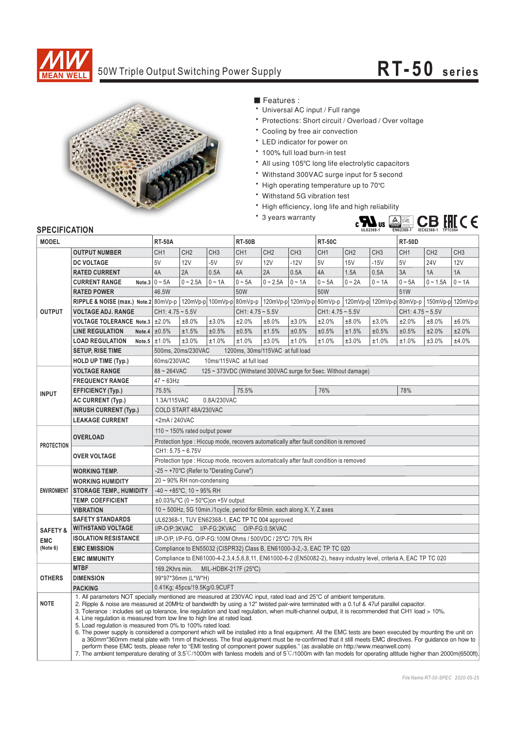# MEAN WELL

## 50W Triple Output Switching Power Supply

# RT-50 series

■ Features :

- Universal AC input / Full range
- Protections: Short circuit / Overload / Over voltage
- Cooling by free air convection
- LED indicator for power on
- 100% full load burn-in test
- All using 105℃ long life electrolytic capacitors
- Withstand 300VAC surge input for 5 second
- High operating temperature up to 70℃
- Withstand 5G vibration test
- High efficiency, long life and high reliability
- 3 years warranty

UL62368-1 EN62368-1 IEC62368-1 TPTC004

## SPECIFICATION

| MODEL | | RT-50A | | | RT-50B | | | RT-50C | | | RT-50D | | |
|---|---|---|---|---|---|---|---|---|---|---|---|---|---|
| OUTPUT | OUTPUT NUMBER | CH1 | CH2 | CH3 | CH1 | CH2 | CH3 | CH1 | CH2 | CH3 | CH1 | CH2 | CH3 |
| | DC VOLTAGE | 5V | 12V | -5V | 5V | 12V | -12V | 5V | 15V | -15V | 5V | 24V | 12V |
| | RATED CURRENT | 4A | 2A | 0.5A | 4A | 2A | 0.5A | 4A | 1.5A | 0.5A | 3A | 1A | 1A |
| | CURRENT RANGE Note.3 | 0 ~ 5A | 0 ~ 2.5A | 0 ~ 1A | 0 ~ 5A | 0 ~ 2.5A | 0 ~ 1A | 0 ~ 5A | 0 ~ 2A | 0 ~ 1A | 0 ~ 5A | 0 ~ 1.5A | 0 ~ 1A |
| | RATED POWER | 46.5W | | | 50W | | | 50W | | | 51W | | |
| | RIPPLE & NOISE (max.) Note.2 | 80mVp-p | 120mVp-p | 100mVp-p | 80mVp-p | 120mVp-p | 120mVp-p | 80mVp-p | 120mVp-p | 120mVp-p | 80mVp-p | 150mVp-p | 120mVp-p |
| | VOLTAGE ADJ. RANGE | CH1: 4.75 ~ 5.5V | | | CH1: 4.75 ~ 5.5V | | | CH1: 4.75 ~ 5.5V | | | CH1: 4.75 ~ 5.5V | | |
| | VOLTAGE TOLERANCE Note.3 | ±2.0% | ±8.0% | ±3.0% | ±2.0% | ±8.0% | ±3.0% | ±2.0% | ±8.0% | ±3.0% | ±2.0% | ±8.0% | ±6.0% |
| | LINE REGULATION Note.4 | ±0.5% | ±1.5% | ±0.5% | ±0.5% | ±1.5% | ±0.5% | ±0.5% | ±1.5% | ±0.5% | ±0.5% | ±2.0% | ±2.0% |
| | LOAD REGULATION Note.5 | ±1.0% | ±3.0% | ±1.0% | ±1.0% | ±3.0% | ±1.0% | ±1.0% | ±3.0% | ±1.0% | ±1.0% | ±3.0% | ±4.0% |
| | SETUP, RISE TIME | 500ms, 20ms/230VAC 1200ms, 30ms/115VAC at full load | | | | | | | | | | | |
| | HOLD UP TIME (Typ.) | 60ms/230VAC 10ms/115VAC at full load | | | | | | | | | | | |
| INPUT | VOLTAGE RANGE | 88 ~ 264VAC 125 ~ 373VDC (Withstand 300VAC surge for 5sec. Without damage) | | | | | | | | | | | |
| | FREQUENCY RANGE | 47 ~ 63Hz | | | | | | | | | | | |
| | EFFICIENCY (Typ.) | 75.5% | | | 75.5% | | | 76% | | | 78% | | |
| | AC CURRENT (Typ.) | 1.3A/115VAC 0.8A/230VAC | | | | | | | | | | | |
| | INRUSH CURRENT (Typ.) | COLD START 48A/230VAC | | | | | | | | | | | |
| | LEAKAGE CURRENT | <2mA / 240VAC | | | | | | | | | | | |
| PROTECTION | OVERLOAD | 110 ~ 150% rated output power | | | | | | | | | | | |
| | | Protection type : Hiccup mode, recovers automatically after fault condition is removed | | | | | | | | | | | |
| | OVER VOLTAGE | CH1: 5.75 ~ 6.75V | | | | | | | | | | | |
| | | Protection type : Hiccup mode, recovers automatically after fault condition is removed | | | | | | | | | | | |
| ENVIRONMENT | WORKING TEMP. | -25 ~ +70℃ (Refer to "Derating Curve") | | | | | | | | | | | |
| | WORKING HUMIDITY | 20 ~ 90% RH non-condensing | | | | | | | | | | | |
| | STORAGE TEMP., HUMIDITY | -40 ~ +85℃, 10 ~ 95% RH | | | | | | | | | | | |
| | TEMP. COEFFICIENT | ±0.03%/℃ (0 ~ 50℃)on +5V output | | | | | | | | | | | |
| | VIBRATION | 10 ~ 500Hz, 5G 10min./1cycle, period for 60min. each along X, Y, Z axes | | | | | | | | | | | |
| SAFETY & EMC (Note 6) | SAFETY STANDARDS | UL62368-1, TUV EN62368-1, EAC TP TC 004 approved | | | | | | | | | | | |
| | WITHSTAND VOLTAGE | I/P-O/P:3KVAC I/P-FG:2KVAC O/P-FG:0.5KVAC | | | | | | | | | | | |
| | ISOLATION RESISTANCE | I/P-O/P, I/P-FG, O/P-FG:100M Ohms / 500VDC / 25℃/ 70% RH | | | | | | | | | | | |
| | EMC EMISSION | Compliance to EN55032 (CISPR32) Class B, EN61000-3-2,-3, EAC TP TC 020 | | | | | | | | | | | |
| | EMC IMMUNITY | Compliance to EN61000-4-2,3,4,5,6,8,11, EN61000-6-2 (EN50082-2), heavy industry level, criteria A, EAC TP TC 020 | | | | | | | | | | | |
| OTHERS | MTBF | 169.2Khrs min. MIL-HDBK-217F (25℃) | | | | | | | | | | | |
| | DIMENSION | 99*97*36mm (L*W*H) | | | | | | | | | | | |
| | PACKING | 0.41Kg; 45pcs/19.5Kg/0.9CUFT | | | | | | | | | | | |

**NOTE**

1. All parameters NOT specially mentioned are measured at 230VAC input, rated load and 25℃ of ambient temperature.
2. Ripple & noise are measured at 20MHz of bandwidth by using a 12" twisted pair-wire terminated with a 0.1uf & 47uf parallel capacitor.
3. Tolerance : includes set up tolerance, line regulation and load regulation, when multi-channel output, it is recommended that CH1 load > 10%.
4. Line regulation is measured from low line to high line at rated load.
5. Load regulation is measured from 0% to 100% rated load.
6. The power supply is considered a component which will be installed into a final equipment. All the EMC tests are been executed by mounting the unit on a 360mm*360mm metal plate with 1mm of thickness. The final equipment must be re-confirmed that it still meets EMC directives. For guidance on how to perform these EMC tests, please refer to "EMI testing of component power supplies." (as available on http://www.meanwell.com)
7. The ambient temperature derating of 3.5℃/1000m with fanless models and of 5℃/1000m with fan models for operating altitude higher than 2000m(6500ft).

File Name:RT-50-SPEC 2020-05-25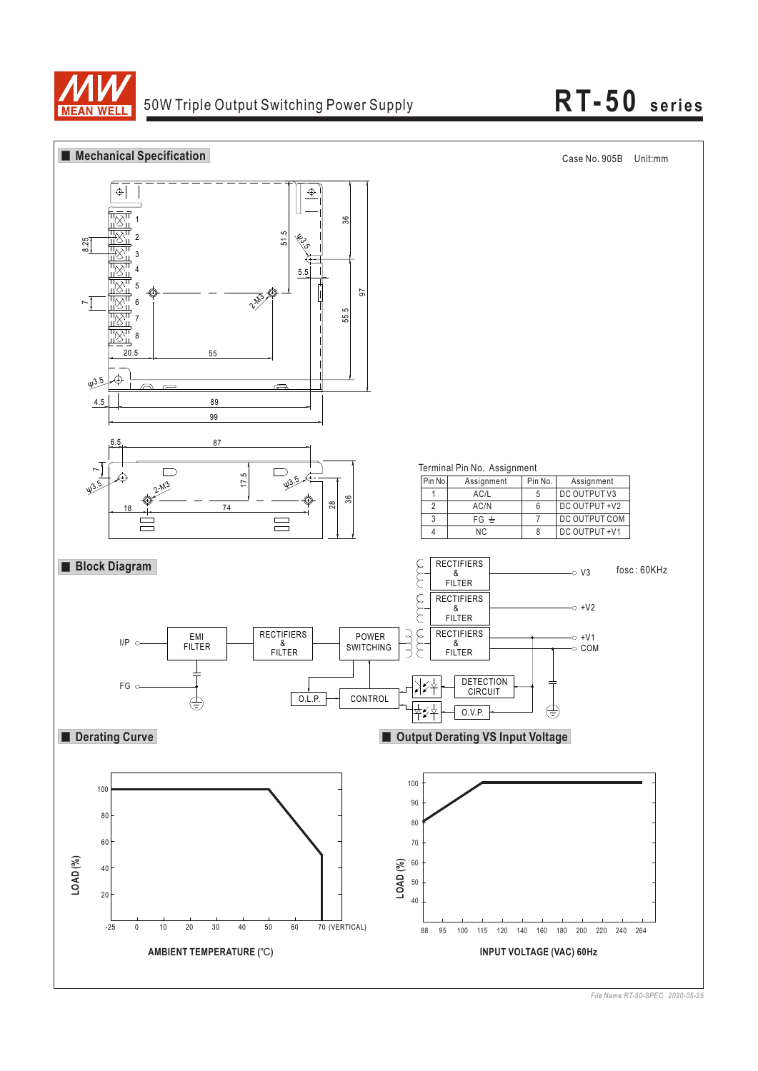# 50W Triple Output Switching Power Supply

# RT-50 series

## Mechanical Specification

Case No. 905B Unit:mm

1
2
3
4
5
6
7
8

8.25
7
20.5
55
51.5
ψ3.5
5.5
2-M3
36
97
55.5
ψ3.5
4.5
89
99

6.5
87
7
ψ3.5
2-M3
17.5
ψ3.5
18
74
28
36

Terminal Pin No. Assignment

| Pin No. | Assignment | Pin No. | Assignment |
|---|---|---|---|
| 1 | AC/L | 5 | DC OUTPUT V3 |
| 2 | AC/N | 6 | DC OUTPUT +V2 |
| 3 | FG ⏚ | 7 | DC OUTPUT COM |
| 4 | NC | 8 | DC OUTPUT +V1 |

## Block Diagram

fosc : 60KHz

I/P
FG
EMI FILTER
RECTIFIERS & FILTER
POWER SWITCHING
RECTIFIERS & FILTER
RECTIFIERS & FILTER
RECTIFIERS & FILTER
V3
+V2
+V1
COM
O.L.P.
CONTROL
DETECTION CIRCUIT
O.V.P.

## Derating Curve

LOAD (%)
100
80
60
40
20
-25
0
10
20
30
40
50
60
70 (VERTICAL)
AMBIENT TEMPERATURE (℃)

## Output Derating VS Input Voltage

LOAD (%)
100
90
80
70
60
50
40
88
95
100
115
120
140
160
180
200
220
240
264
INPUT VOLTAGE (VAC) 60Hz

*File Name:RT-50-SPEC 2020-05-25*